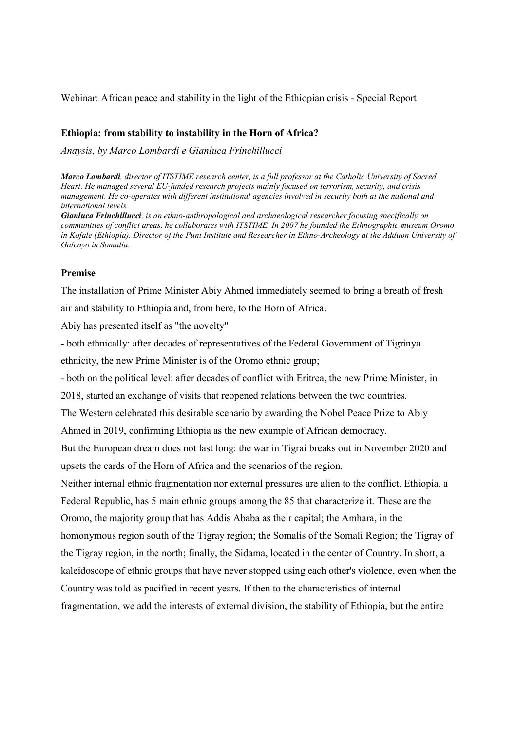Webinar: African peace and stability in the light of the Ethiopian crisis - Special Report

## Ethiopia: from stability to instability in the Horn of Africa?

*Anaysis, by Marco Lombardi e Gianluca Frinchillucci*

***Marco Lombardi**, director of ITSTIME research center, is a full professor at the Catholic University of Sacred Heart. He managed several EU-funded research projects mainly focused on terrorism, security, and crisis management. He co-operates with different institutional agencies involved in security both at the national and international levels.*
***Gianluca Frinchillucci**, is an ethno-anthropological and archaeological researcher focusing specifically on communities of conflict areas, he collaborates with ITSTIME. In 2007 he founded the Ethnographic museum Oromo in Kofale (Ethiopia). Director of the Punt Institute and Researcher in Ethno-Archeology at the Adduon University of Galcayo in Somalia.*

### Premise

The installation of Prime Minister Abiy Ahmed immediately seemed to bring a breath of fresh air and stability to Ethiopia and, from here, to the Horn of Africa.

Abiy has presented itself as "the novelty"

- both ethnically: after decades of representatives of the Federal Government of Tigrinya ethnicity, the new Prime Minister is of the Oromo ethnic group;
- both on the political level: after decades of conflict with Eritrea, the new Prime Minister, in 2018, started an exchange of visits that reopened relations between the two countries.

The Western celebrated this desirable scenario by awarding the Nobel Peace Prize to Abiy Ahmed in 2019, confirming Ethiopia as the new example of African democracy.

But the European dream does not last long: the war in Tigrai breaks out in November 2020 and upsets the cards of the Horn of Africa and the scenarios of the region.

Neither internal ethnic fragmentation nor external pressures are alien to the conflict. Ethiopia, a Federal Republic, has 5 main ethnic groups among the 85 that characterize it. These are the Oromo, the majority group that has Addis Ababa as their capital; the Amhara, in the homonymous region south of the Tigray region; the Somalis of the Somali Region; the Tigray of the Tigray region, in the north; finally, the Sidama, located in the center of Country. In short, a kaleidoscope of ethnic groups that have never stopped using each other's violence, even when the Country was told as pacified in recent years. If then to the characteristics of internal fragmentation, we add the interests of external division, the stability of Ethiopia, but the entire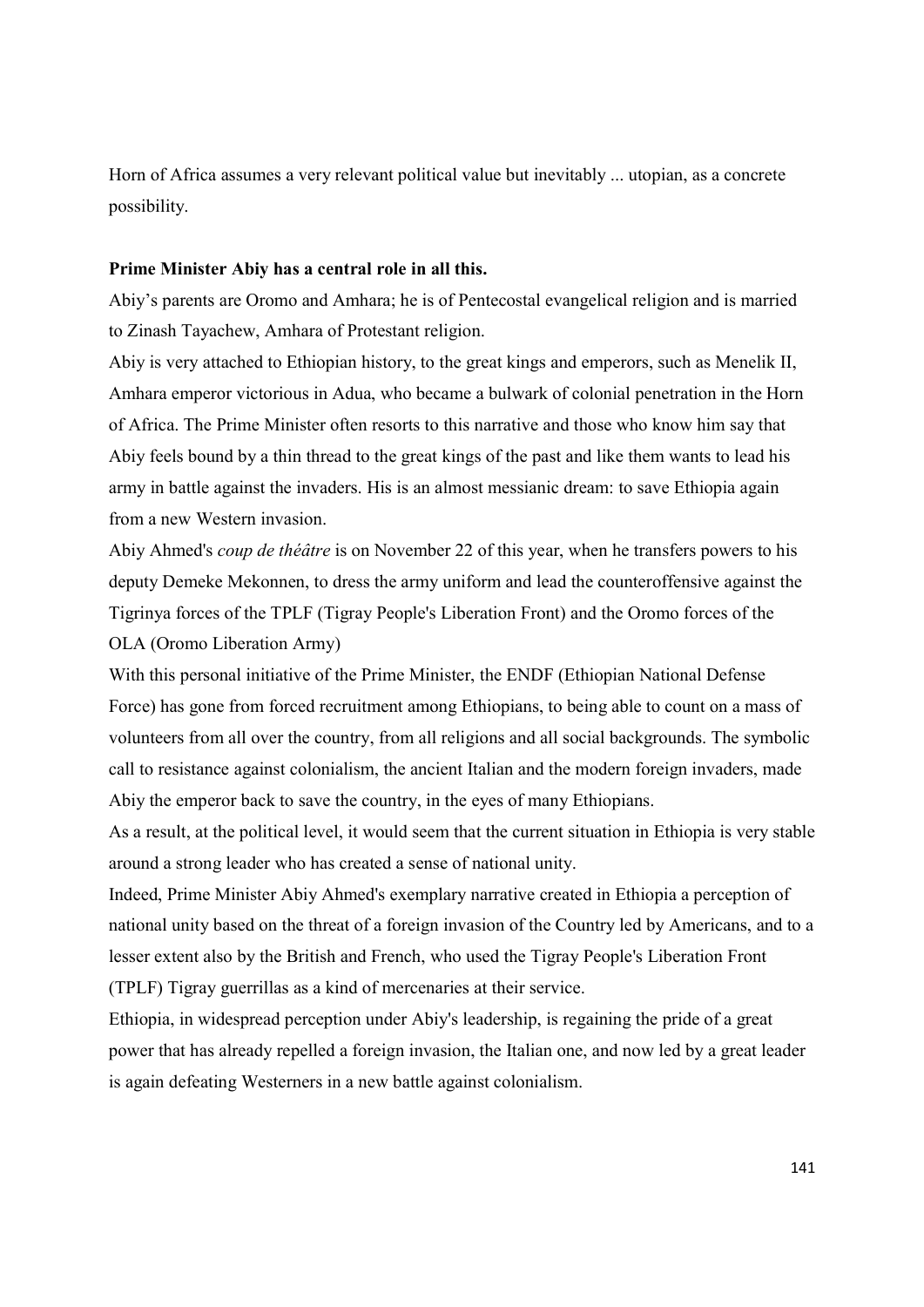Horn of Africa assumes a very relevant political value but inevitably ... utopian, as a concrete possibility.

**Prime Minister Abiy has a central role in all this.**

Abiy's parents are Oromo and Amhara; he is of Pentecostal evangelical religion and is married to Zinash Tayachew, Amhara of Protestant religion.

Abiy is very attached to Ethiopian history, to the great kings and emperors, such as Menelik II, Amhara emperor victorious in Adua, who became a bulwark of colonial penetration in the Horn of Africa. The Prime Minister often resorts to this narrative and those who know him say that Abiy feels bound by a thin thread to the great kings of the past and like them wants to lead his army in battle against the invaders. His is an almost messianic dream: to save Ethiopia again from a new Western invasion.

Abiy Ahmed's *coup de théâtre* is on November 22 of this year, when he transfers powers to his deputy Demeke Mekonnen, to dress the army uniform and lead the counteroffensive against the Tigrinya forces of the TPLF (Tigray People's Liberation Front) and the Oromo forces of the OLA (Oromo Liberation Army)

With this personal initiative of the Prime Minister, the ENDF (Ethiopian National Defense Force) has gone from forced recruitment among Ethiopians, to being able to count on a mass of volunteers from all over the country, from all religions and all social backgrounds. The symbolic call to resistance against colonialism, the ancient Italian and the modern foreign invaders, made Abiy the emperor back to save the country, in the eyes of many Ethiopians.

As a result, at the political level, it would seem that the current situation in Ethiopia is very stable around a strong leader who has created a sense of national unity.

Indeed, Prime Minister Abiy Ahmed's exemplary narrative created in Ethiopia a perception of national unity based on the threat of a foreign invasion of the Country led by Americans, and to a lesser extent also by the British and French, who used the Tigray People's Liberation Front (TPLF) Tigray guerrillas as a kind of mercenaries at their service.

Ethiopia, in widespread perception under Abiy's leadership, is regaining the pride of a great power that has already repelled a foreign invasion, the Italian one, and now led by a great leader is again defeating Westerners in a new battle against colonialism.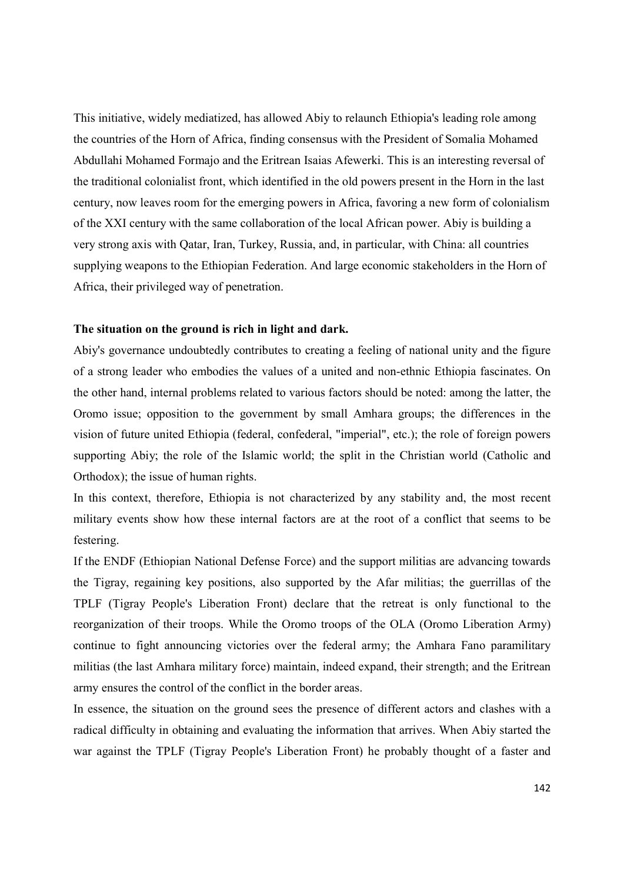This initiative, widely mediatized, has allowed Abiy to relaunch Ethiopia's leading role among the countries of the Horn of Africa, finding consensus with the President of Somalia Mohamed Abdullahi Mohamed Formajo and the Eritrean Isaias Afewerki. This is an interesting reversal of the traditional colonialist front, which identified in the old powers present in the Horn in the last century, now leaves room for the emerging powers in Africa, favoring a new form of colonialism of the XXI century with the same collaboration of the local African power. Abiy is building a very strong axis with Qatar, Iran, Turkey, Russia, and, in particular, with China: all countries supplying weapons to the Ethiopian Federation. And large economic stakeholders in the Horn of Africa, their privileged way of penetration.

**The situation on the ground is rich in light and dark.**

Abiy's governance undoubtedly contributes to creating a feeling of national unity and the figure of a strong leader who embodies the values of a united and non-ethnic Ethiopia fascinates. On the other hand, internal problems related to various factors should be noted: among the latter, the Oromo issue; opposition to the government by small Amhara groups; the differences in the vision of future united Ethiopia (federal, confederal, "imperial", etc.); the role of foreign powers supporting Abiy; the role of the Islamic world; the split in the Christian world (Catholic and Orthodox); the issue of human rights.

In this context, therefore, Ethiopia is not characterized by any stability and, the most recent military events show how these internal factors are at the root of a conflict that seems to be festering.

If the ENDF (Ethiopian National Defense Force) and the support militias are advancing towards the Tigray, regaining key positions, also supported by the Afar militias; the guerrillas of the TPLF (Tigray People's Liberation Front) declare that the retreat is only functional to the reorganization of their troops. While the Oromo troops of the OLA (Oromo Liberation Army) continue to fight announcing victories over the federal army; the Amhara Fano paramilitary militias (the last Amhara military force) maintain, indeed expand, their strength; and the Eritrean army ensures the control of the conflict in the border areas.

In essence, the situation on the ground sees the presence of different actors and clashes with a radical difficulty in obtaining and evaluating the information that arrives. When Abiy started the war against the TPLF (Tigray People's Liberation Front) he probably thought of a faster and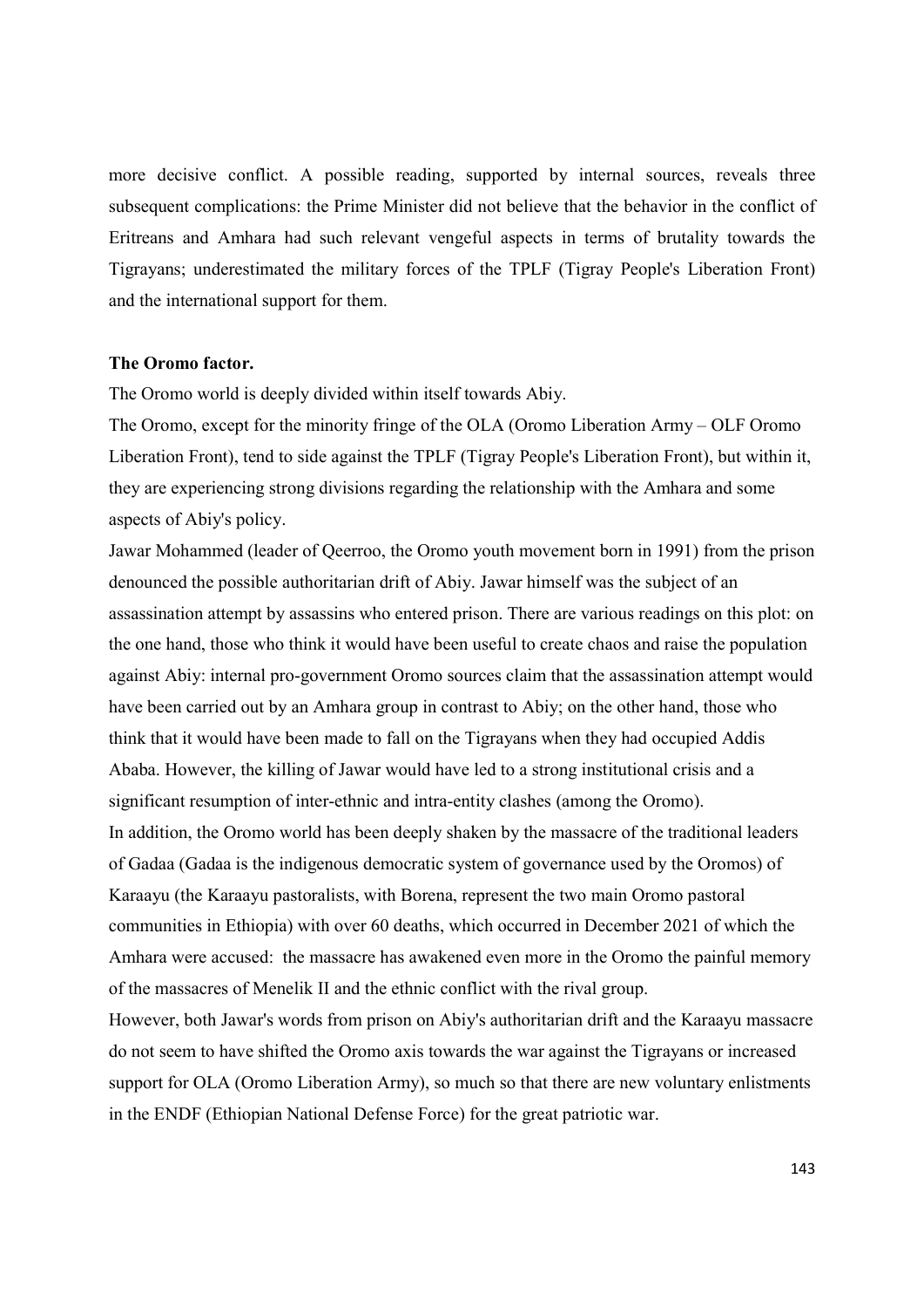more decisive conflict. A possible reading, supported by internal sources, reveals three subsequent complications: the Prime Minister did not believe that the behavior in the conflict of Eritreans and Amhara had such relevant vengeful aspects in terms of brutality towards the Tigrayans; underestimated the military forces of the TPLF (Tigray People's Liberation Front) and the international support for them.

**The Oromo factor.**

The Oromo world is deeply divided within itself towards Abiy.

The Oromo, except for the minority fringe of the OLA (Oromo Liberation Army – OLF Oromo Liberation Front), tend to side against the TPLF (Tigray People's Liberation Front), but within it, they are experiencing strong divisions regarding the relationship with the Amhara and some aspects of Abiy's policy.

Jawar Mohammed (leader of Qeerroo, the Oromo youth movement born in 1991) from the prison denounced the possible authoritarian drift of Abiy. Jawar himself was the subject of an assassination attempt by assassins who entered prison. There are various readings on this plot: on the one hand, those who think it would have been useful to create chaos and raise the population against Abiy: internal pro-government Oromo sources claim that the assassination attempt would have been carried out by an Amhara group in contrast to Abiy; on the other hand, those who think that it would have been made to fall on the Tigrayans when they had occupied Addis Ababa. However, the killing of Jawar would have led to a strong institutional crisis and a significant resumption of inter-ethnic and intra-entity clashes (among the Oromo).

In addition, the Oromo world has been deeply shaken by the massacre of the traditional leaders of Gadaa (Gadaa is the indigenous democratic system of governance used by the Oromos) of Karaayu (the Karaayu pastoralists, with Borena, represent the two main Oromo pastoral communities in Ethiopia) with over 60 deaths, which occurred in December 2021 of which the Amhara were accused: the massacre has awakened even more in the Oromo the painful memory of the massacres of Menelik II and the ethnic conflict with the rival group.

However, both Jawar's words from prison on Abiy's authoritarian drift and the Karaayu massacre do not seem to have shifted the Oromo axis towards the war against the Tigrayans or increased support for OLA (Oromo Liberation Army), so much so that there are new voluntary enlistments in the ENDF (Ethiopian National Defense Force) for the great patriotic war.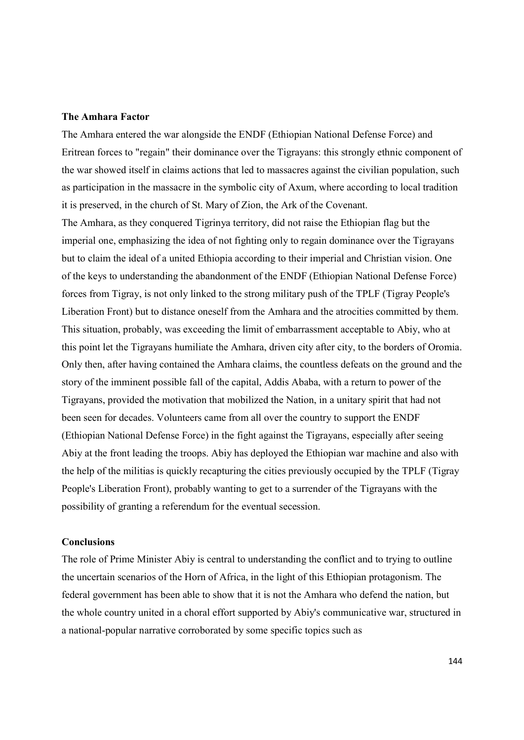**The Amhara Factor**

The Amhara entered the war alongside the ENDF (Ethiopian National Defense Force) and Eritrean forces to "regain" their dominance over the Tigrayans: this strongly ethnic component of the war showed itself in claims actions that led to massacres against the civilian population, such as participation in the massacre in the symbolic city of Axum, where according to local tradition it is preserved, in the church of St. Mary of Zion, the Ark of the Covenant.

The Amhara, as they conquered Tigrinya territory, did not raise the Ethiopian flag but the imperial one, emphasizing the idea of not fighting only to regain dominance over the Tigrayans but to claim the ideal of a united Ethiopia according to their imperial and Christian vision. One of the keys to understanding the abandonment of the ENDF (Ethiopian National Defense Force) forces from Tigray, is not only linked to the strong military push of the TPLF (Tigray People's Liberation Front) but to distance oneself from the Amhara and the atrocities committed by them. This situation, probably, was exceeding the limit of embarrassment acceptable to Abiy, who at this point let the Tigrayans humiliate the Amhara, driven city after city, to the borders of Oromia. Only then, after having contained the Amhara claims, the countless defeats on the ground and the story of the imminent possible fall of the capital, Addis Ababa, with a return to power of the Tigrayans, provided the motivation that mobilized the Nation, in a unitary spirit that had not been seen for decades. Volunteers came from all over the country to support the ENDF (Ethiopian National Defense Force) in the fight against the Tigrayans, especially after seeing Abiy at the front leading the troops. Abiy has deployed the Ethiopian war machine and also with the help of the militias is quickly recapturing the cities previously occupied by the TPLF (Tigray People's Liberation Front), probably wanting to get to a surrender of the Tigrayans with the possibility of granting a referendum for the eventual secession.

**Conclusions**

The role of Prime Minister Abiy is central to understanding the conflict and to trying to outline the uncertain scenarios of the Horn of Africa, in the light of this Ethiopian protagonism. The federal government has been able to show that it is not the Amhara who defend the nation, but the whole country united in a choral effort supported by Abiy's communicative war, structured in a national-popular narrative corroborated by some specific topics such as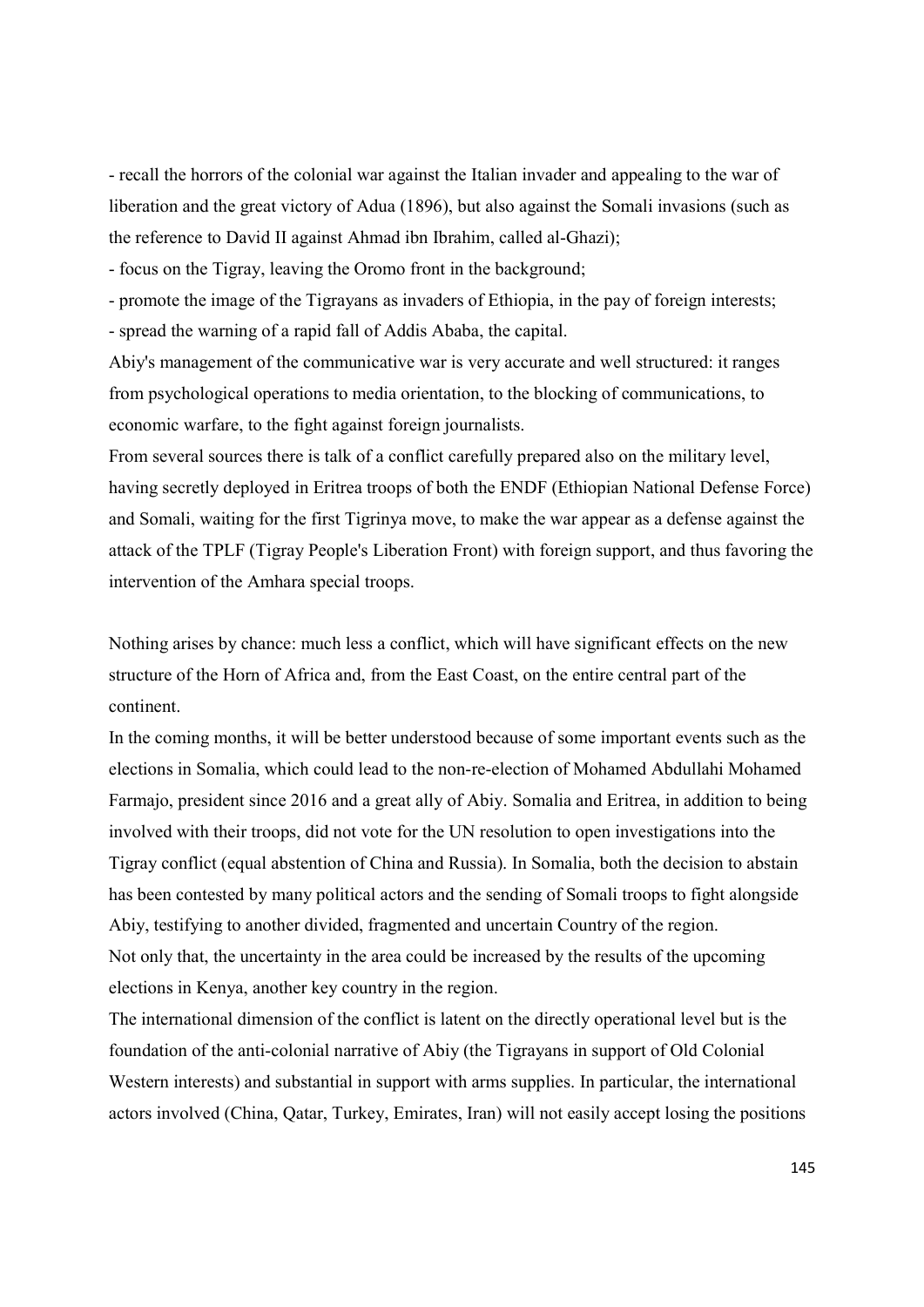- recall the horrors of the colonial war against the Italian invader and appealing to the war of liberation and the great victory of Adua (1896), but also against the Somali invasions (such as the reference to David II against Ahmad ibn Ibrahim, called al-Ghazi);
- focus on the Tigray, leaving the Oromo front in the background;
- promote the image of the Tigrayans as invaders of Ethiopia, in the pay of foreign interests;
- spread the warning of a rapid fall of Addis Ababa, the capital.

Abiy's management of the communicative war is very accurate and well structured: it ranges from psychological operations to media orientation, to the blocking of communications, to economic warfare, to the fight against foreign journalists.

From several sources there is talk of a conflict carefully prepared also on the military level, having secretly deployed in Eritrea troops of both the ENDF (Ethiopian National Defense Force) and Somali, waiting for the first Tigrinya move, to make the war appear as a defense against the attack of the TPLF (Tigray People's Liberation Front) with foreign support, and thus favoring the intervention of the Amhara special troops.

Nothing arises by chance: much less a conflict, which will have significant effects on the new structure of the Horn of Africa and, from the East Coast, on the entire central part of the continent.

In the coming months, it will be better understood because of some important events such as the elections in Somalia, which could lead to the non-re-election of Mohamed Abdullahi Mohamed Farmajo, president since 2016 and a great ally of Abiy. Somalia and Eritrea, in addition to being involved with their troops, did not vote for the UN resolution to open investigations into the Tigray conflict (equal abstention of China and Russia). In Somalia, both the decision to abstain has been contested by many political actors and the sending of Somali troops to fight alongside Abiy, testifying to another divided, fragmented and uncertain Country of the region.

Not only that, the uncertainty in the area could be increased by the results of the upcoming elections in Kenya, another key country in the region.

The international dimension of the conflict is latent on the directly operational level but is the foundation of the anti-colonial narrative of Abiy (the Tigrayans in support of Old Colonial Western interests) and substantial in support with arms supplies. In particular, the international actors involved (China, Qatar, Turkey, Emirates, Iran) will not easily accept losing the positions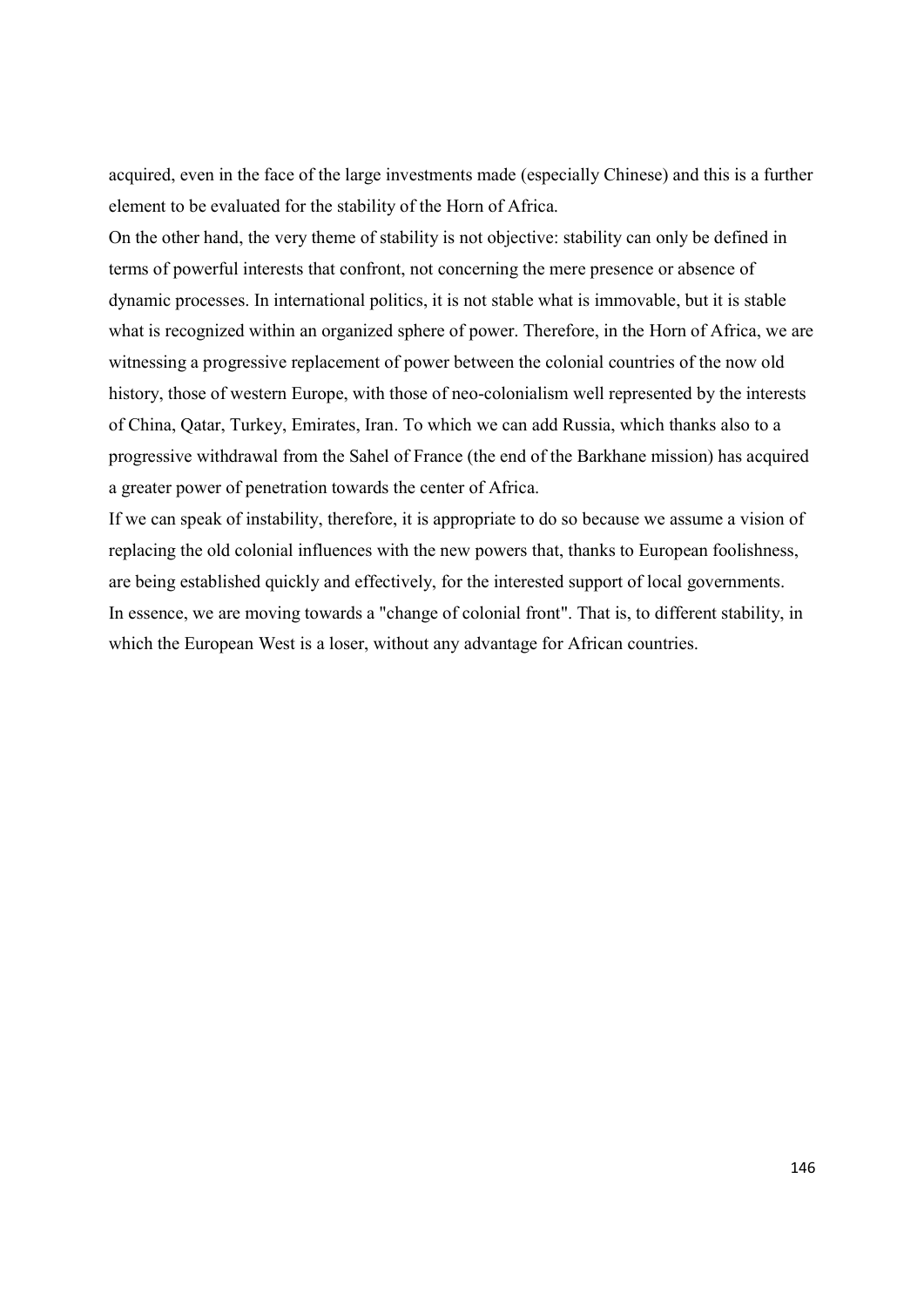acquired, even in the face of the large investments made (especially Chinese) and this is a further element to be evaluated for the stability of the Horn of Africa.

On the other hand, the very theme of stability is not objective: stability can only be defined in terms of powerful interests that confront, not concerning the mere presence or absence of dynamic processes. In international politics, it is not stable what is immovable, but it is stable what is recognized within an organized sphere of power. Therefore, in the Horn of Africa, we are witnessing a progressive replacement of power between the colonial countries of the now old history, those of western Europe, with those of neo-colonialism well represented by the interests of China, Qatar, Turkey, Emirates, Iran. To which we can add Russia, which thanks also to a progressive withdrawal from the Sahel of France (the end of the Barkhane mission) has acquired a greater power of penetration towards the center of Africa.

If we can speak of instability, therefore, it is appropriate to do so because we assume a vision of replacing the old colonial influences with the new powers that, thanks to European foolishness, are being established quickly and effectively, for the interested support of local governments.

In essence, we are moving towards a "change of colonial front". That is, to different stability, in which the European West is a loser, without any advantage for African countries.